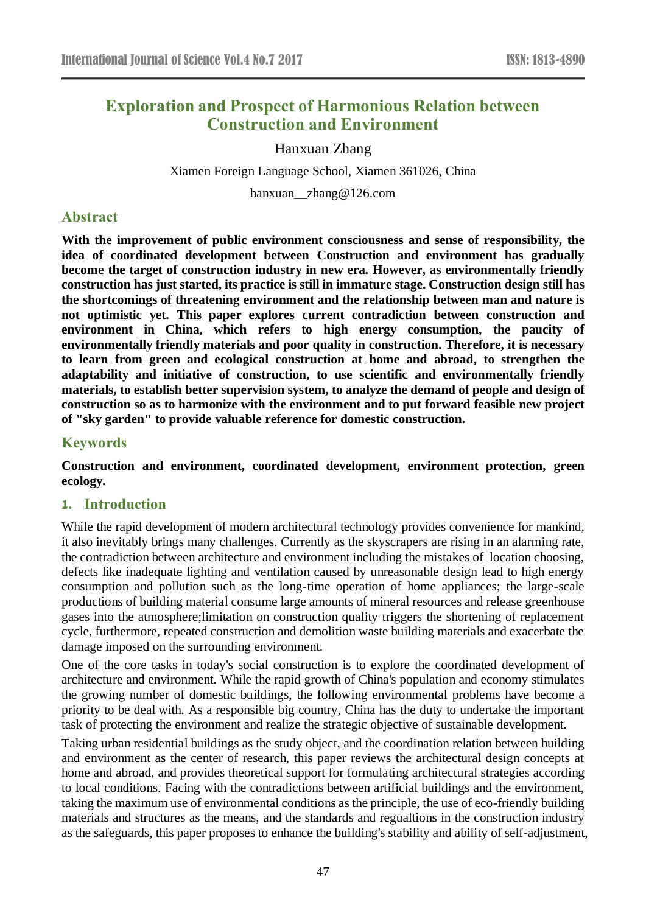# Exploration and Prospect of Harmonious Relation between Construction and Environment

Hanxuan Zhang

Xiamen Foreign Language School, Xiamen 361026, China

hanxuan__zhang@126.com

## Abstract

**With the improvement of public environment consciousness and sense of responsibility, the idea of coordinated development between Construction and environment has gradually become the target of construction industry in new era. However, as environmentally friendly construction has just started, its practice is still in immature stage. Construction design still has the shortcomings of threatening environment and the relationship between man and nature is not optimistic yet. This paper explores current contradiction between construction and environment in China, which refers to high energy consumption, the paucity of environmentally friendly materials and poor quality in construction. Therefore, it is necessary to learn from green and ecological construction at home and abroad, to strengthen the adaptability and initiative of construction, to use scientific and environmentally friendly materials, to establish better supervision system, to analyze the demand of people and design of construction so as to harmonize with the environment and to put forward feasible new project of "sky garden" to provide valuable reference for domestic construction.**

## Keywords

**Construction and environment, coordinated development, environment protection, green ecology.**

## 1. Introduction

While the rapid development of modern architectural technology provides convenience for mankind, it also inevitably brings many challenges. Currently as the skyscrapers are rising in an alarming rate, the contradiction between architecture and environment including the mistakes of location choosing, defects like inadequate lighting and ventilation caused by unreasonable design lead to high energy consumption and pollution such as the long-time operation of home appliances; the large-scale productions of building material consume large amounts of mineral resources and release greenhouse gases into the atmosphere;limitation on construction quality triggers the shortening of replacement cycle, furthermore, repeated construction and demolition waste building materials and exacerbate the damage imposed on the surrounding environment.

One of the core tasks in today's social construction is to explore the coordinated development of architecture and environment. While the rapid growth of China's population and economy stimulates the growing number of domestic buildings, the following environmental problems have become a priority to be deal with. As a responsible big country, China has the duty to undertake the important task of protecting the environment and realize the strategic objective of sustainable development.

Taking urban residential buildings as the study object, and the coordination relation between building and environment as the center of research, this paper reviews the architectural design concepts at home and abroad, and provides theoretical support for formulating architectural strategies according to local conditions. Facing with the contradictions between artificial buildings and the environment, taking the maximum use of environmental conditions as the principle, the use of eco-friendly building materials and structures as the means, and the standards and regualtions in the construction industry as the safeguards, this paper proposes to enhance the building's stability and ability of self-adjustment,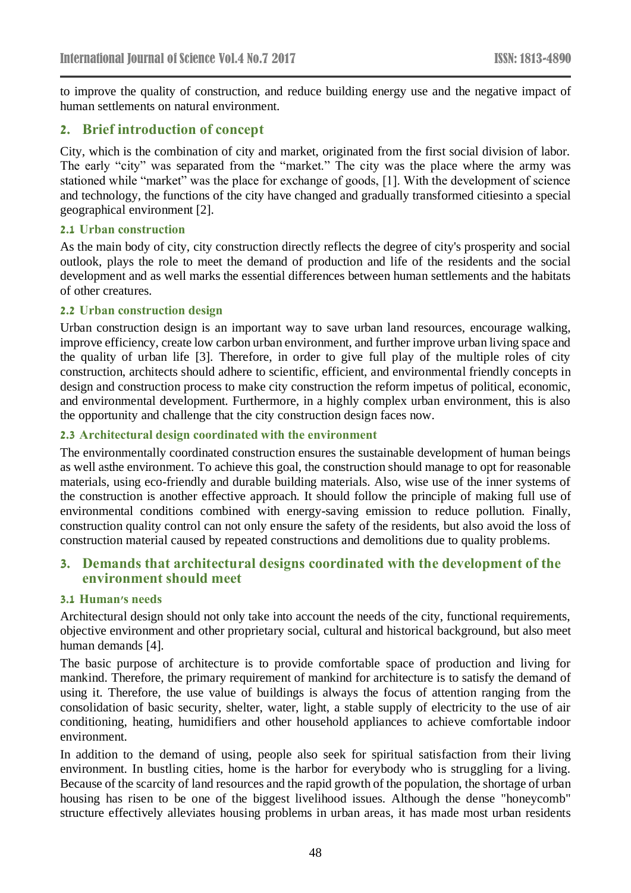to improve the quality of construction, and reduce building energy use and the negative impact of human settlements on natural environment.

## 2. Brief introduction of concept

City, which is the combination of city and market, originated from the first social division of labor. The early "city" was separated from the "market." The city was the place where the army was stationed while "market" was the place for exchange of goods, [1]. With the development of science and technology, the functions of the city have changed and gradually transformed citiesinto a special geographical environment [2].

### 2.1 Urban construction

As the main body of city, city construction directly reflects the degree of city's prosperity and social outlook, plays the role to meet the demand of production and life of the residents and the social development and as well marks the essential differences between human settlements and the habitats of other creatures.

### 2.2 Urban construction design

Urban construction design is an important way to save urban land resources, encourage walking, improve efficiency, create low carbon urban environment, and further improve urban living space and the quality of urban life [3]. Therefore, in order to give full play of the multiple roles of city construction, architects should adhere to scientific, efficient, and environmental friendly concepts in design and construction process to make city construction the reform impetus of political, economic, and environmental development. Furthermore, in a highly complex urban environment, this is also the opportunity and challenge that the city construction design faces now.

### 2.3 Architectural design coordinated with the environment

The environmentally coordinated construction ensures the sustainable development of human beings as well asthe environment. To achieve this goal, the construction should manage to opt for reasonable materials, using eco-friendly and durable building materials. Also, wise use of the inner systems of the construction is another effective approach. It should follow the principle of making full use of environmental conditions combined with energy-saving emission to reduce pollution. Finally, construction quality control can not only ensure the safety of the residents, but also avoid the loss of construction material caused by repeated constructions and demolitions due to quality problems.

## 3. Demands that architectural designs coordinated with the development of the environment should meet

### 3.1 Human's needs

Architectural design should not only take into account the needs of the city, functional requirements, objective environment and other proprietary social, cultural and historical background, but also meet human demands [4].

The basic purpose of architecture is to provide comfortable space of production and living for mankind. Therefore, the primary requirement of mankind for architecture is to satisfy the demand of using it. Therefore, the use value of buildings is always the focus of attention ranging from the consolidation of basic security, shelter, water, light, a stable supply of electricity to the use of air conditioning, heating, humidifiers and other household appliances to achieve comfortable indoor environment.

In addition to the demand of using, people also seek for spiritual satisfaction from their living environment. In bustling cities, home is the harbor for everybody who is struggling for a living. Because of the scarcity of land resources and the rapid growth of the population, the shortage of urban housing has risen to be one of the biggest livelihood issues. Although the dense "honeycomb" structure effectively alleviates housing problems in urban areas, it has made most urban residents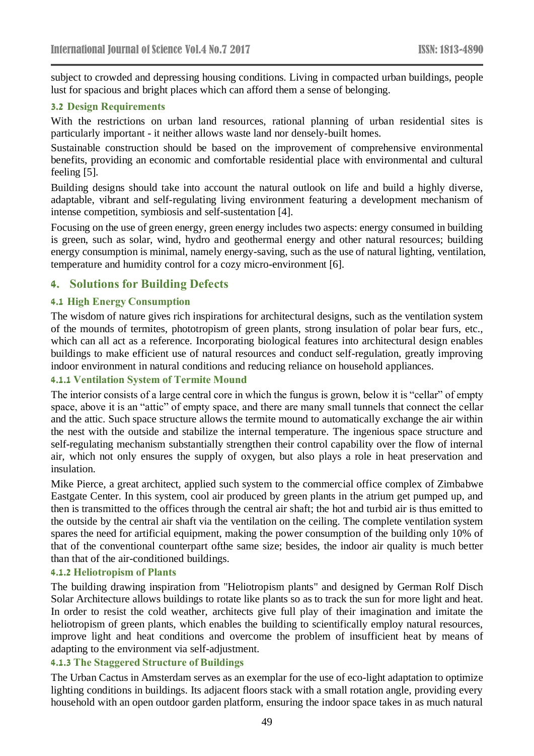subject to crowded and depressing housing conditions. Living in compacted urban buildings, people lust for spacious and bright places which can afford them a sense of belonging.

### 3.2 Design Requirements

With the restrictions on urban land resources, rational planning of urban residential sites is particularly important - it neither allows waste land nor densely-built homes.

Sustainable construction should be based on the improvement of comprehensive environmental benefits, providing an economic and comfortable residential place with environmental and cultural feeling [5].

Building designs should take into account the natural outlook on life and build a highly diverse, adaptable, vibrant and self-regulating living environment featuring a development mechanism of intense competition, symbiosis and self-sustentation [4].

Focusing on the use of green energy, green energy includes two aspects: energy consumed in building is green, such as solar, wind, hydro and geothermal energy and other natural resources; building energy consumption is minimal, namely energy-saving, such as the use of natural lighting, ventilation, temperature and humidity control for a cozy micro-environment [6].

## 4. Solutions for Building Defects

### 4.1 High Energy Consumption

The wisdom of nature gives rich inspirations for architectural designs, such as the ventilation system of the mounds of termites, phototropism of green plants, strong insulation of polar bear furs, etc., which can all act as a reference. Incorporating biological features into architectural design enables buildings to make efficient use of natural resources and conduct self-regulation, greatly improving indoor environment in natural conditions and reducing reliance on household appliances.

#### 4.1.1 Ventilation System of Termite Mound

The interior consists of a large central core in which the fungus is grown, below it is "cellar" of empty space, above it is an "attic" of empty space, and there are many small tunnels that connect the cellar and the attic. Such space structure allows the termite mound to automatically exchange the air within the nest with the outside and stabilize the internal temperature. The ingenious space structure and self-regulating mechanism substantially strengthen their control capability over the flow of internal air, which not only ensures the supply of oxygen, but also plays a role in heat preservation and insulation.

Mike Pierce, a great architect, applied such system to the commercial office complex of Zimbabwe Eastgate Center. In this system, cool air produced by green plants in the atrium get pumped up, and then is transmitted to the offices through the central air shaft; the hot and turbid air is thus emitted to the outside by the central air shaft via the ventilation on the ceiling. The complete ventilation system spares the need for artificial equipment, making the power consumption of the building only 10% of that of the conventional counterpart ofthe same size; besides, the indoor air quality is much better than that of the air-conditioned buildings.

#### 4.1.2 Heliotropism of Plants

The building drawing inspiration from "Heliotropism plants" and designed by German Rolf Disch Solar Architecture allows buildings to rotate like plants so as to track the sun for more light and heat. In order to resist the cold weather, architects give full play of their imagination and imitate the heliotropism of green plants, which enables the building to scientifically employ natural resources, improve light and heat conditions and overcome the problem of insufficient heat by means of adapting to the environment via self-adjustment.

#### 4.1.3 The Staggered Structure of Buildings

The Urban Cactus in Amsterdam serves as an exemplar for the use of eco-light adaptation to optimize lighting conditions in buildings. Its adjacent floors stack with a small rotation angle, providing every household with an open outdoor garden platform, ensuring the indoor space takes in as much natural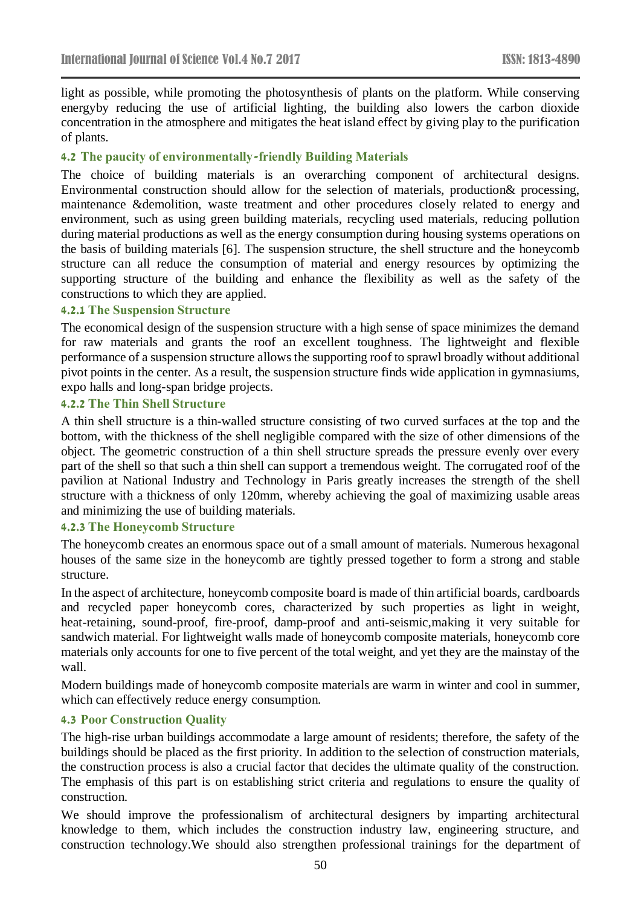light as possible, while promoting the photosynthesis of plants on the platform. While conserving energyby reducing the use of artificial lighting, the building also lowers the carbon dioxide concentration in the atmosphere and mitigates the heat island effect by giving play to the purification of plants.

### 4.2 The paucity of environmentally-friendly Building Materials

The choice of building materials is an overarching component of architectural designs. Environmental construction should allow for the selection of materials, production& processing, maintenance &demolition, waste treatment and other procedures closely related to energy and environment, such as using green building materials, recycling used materials, reducing pollution during material productions as well as the energy consumption during housing systems operations on the basis of building materials [6]. The suspension structure, the shell structure and the honeycomb structure can all reduce the consumption of material and energy resources by optimizing the supporting structure of the building and enhance the flexibility as well as the safety of the constructions to which they are applied.

#### 4.2.1 The Suspension Structure

The economical design of the suspension structure with a high sense of space minimizes the demand for raw materials and grants the roof an excellent toughness. The lightweight and flexible performance of a suspension structure allows the supporting roof to sprawl broadly without additional pivot points in the center. As a result, the suspension structure finds wide application in gymnasiums, expo halls and long-span bridge projects.

#### 4.2.2 The Thin Shell Structure

A thin shell structure is a thin-walled structure consisting of two curved surfaces at the top and the bottom, with the thickness of the shell negligible compared with the size of other dimensions of the object. The geometric construction of a thin shell structure spreads the pressure evenly over every part of the shell so that such a thin shell can support a tremendous weight. The corrugated roof of the pavilion at National Industry and Technology in Paris greatly increases the strength of the shell structure with a thickness of only 120mm, whereby achieving the goal of maximizing usable areas and minimizing the use of building materials.

#### 4.2.3 The Honeycomb Structure

The honeycomb creates an enormous space out of a small amount of materials. Numerous hexagonal houses of the same size in the honeycomb are tightly pressed together to form a strong and stable structure.

In the aspect of architecture, honeycomb composite board is made of thin artificial boards, cardboards and recycled paper honeycomb cores, characterized by such properties as light in weight, heat-retaining, sound-proof, fire-proof, damp-proof and anti-seismic,making it very suitable for sandwich material. For lightweight walls made of honeycomb composite materials, honeycomb core materials only accounts for one to five percent of the total weight, and yet they are the mainstay of the wall.

Modern buildings made of honeycomb composite materials are warm in winter and cool in summer, which can effectively reduce energy consumption.

### 4.3 Poor Construction Quality

The high-rise urban buildings accommodate a large amount of residents; therefore, the safety of the buildings should be placed as the first priority. In addition to the selection of construction materials, the construction process is also a crucial factor that decides the ultimate quality of the construction. The emphasis of this part is on establishing strict criteria and regulations to ensure the quality of construction.

We should improve the professionalism of architectural designers by imparting architectural knowledge to them, which includes the construction industry law, engineering structure, and construction technology.We should also strengthen professional trainings for the department of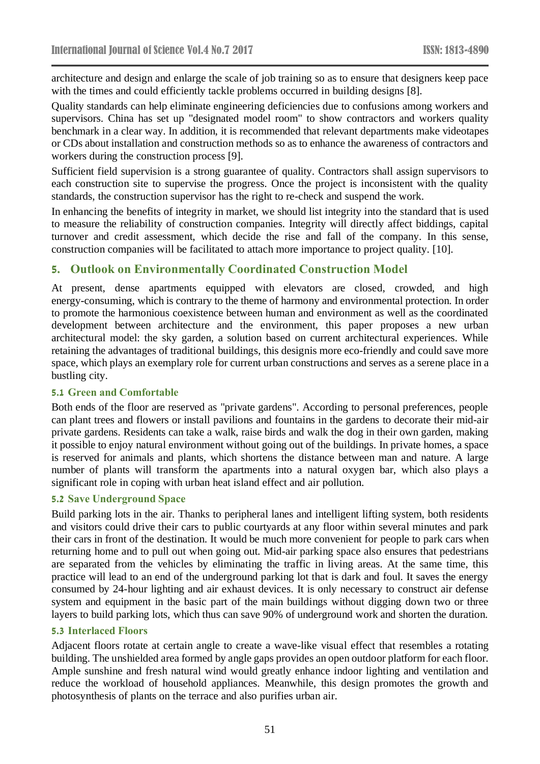architecture and design and enlarge the scale of job training so as to ensure that designers keep pace with the times and could efficiently tackle problems occurred in building designs [8].

Quality standards can help eliminate engineering deficiencies due to confusions among workers and supervisors. China has set up "designated model room" to show contractors and workers quality benchmark in a clear way. In addition, it is recommended that relevant departments make videotapes or CDs about installation and construction methods so as to enhance the awareness of contractors and workers during the construction process [9].

Sufficient field supervision is a strong guarantee of quality. Contractors shall assign supervisors to each construction site to supervise the progress. Once the project is inconsistent with the quality standards, the construction supervisor has the right to re-check and suspend the work.

In enhancing the benefits of integrity in market, we should list integrity into the standard that is used to measure the reliability of construction companies. Integrity will directly affect biddings, capital turnover and credit assessment, which decide the rise and fall of the company. In this sense, construction companies will be facilitated to attach more importance to project quality. [10].

## 5. Outlook on Environmentally Coordinated Construction Model

At present, dense apartments equipped with elevators are closed, crowded, and high energy-consuming, which is contrary to the theme of harmony and environmental protection. In order to promote the harmonious coexistence between human and environment as well as the coordinated development between architecture and the environment, this paper proposes a new urban architectural model: the sky garden, a solution based on current architectural experiences. While retaining the advantages of traditional buildings, this designis more eco-friendly and could save more space, which plays an exemplary role for current urban constructions and serves as a serene place in a bustling city.

### 5.1 Green and Comfortable

Both ends of the floor are reserved as "private gardens". According to personal preferences, people can plant trees and flowers or install pavilions and fountains in the gardens to decorate their mid-air private gardens. Residents can take a walk, raise birds and walk the dog in their own garden, making it possible to enjoy natural environment without going out of the buildings. In private homes, a space is reserved for animals and plants, which shortens the distance between man and nature. A large number of plants will transform the apartments into a natural oxygen bar, which also plays a significant role in coping with urban heat island effect and air pollution.

### 5.2 Save Underground Space

Build parking lots in the air. Thanks to peripheral lanes and intelligent lifting system, both residents and visitors could drive their cars to public courtyards at any floor within several minutes and park their cars in front of the destination. It would be much more convenient for people to park cars when returning home and to pull out when going out. Mid-air parking space also ensures that pedestrians are separated from the vehicles by eliminating the traffic in living areas. At the same time, this practice will lead to an end of the underground parking lot that is dark and foul. It saves the energy consumed by 24-hour lighting and air exhaust devices. It is only necessary to construct air defense system and equipment in the basic part of the main buildings without digging down two or three layers to build parking lots, which thus can save 90% of underground work and shorten the duration.

### 5.3 Interlaced Floors

Adjacent floors rotate at certain angle to create a wave-like visual effect that resembles a rotating building. The unshielded area formed by angle gaps provides an open outdoor platform for each floor. Ample sunshine and fresh natural wind would greatly enhance indoor lighting and ventilation and reduce the workload of household appliances. Meanwhile, this design promotes the growth and photosynthesis of plants on the terrace and also purifies urban air.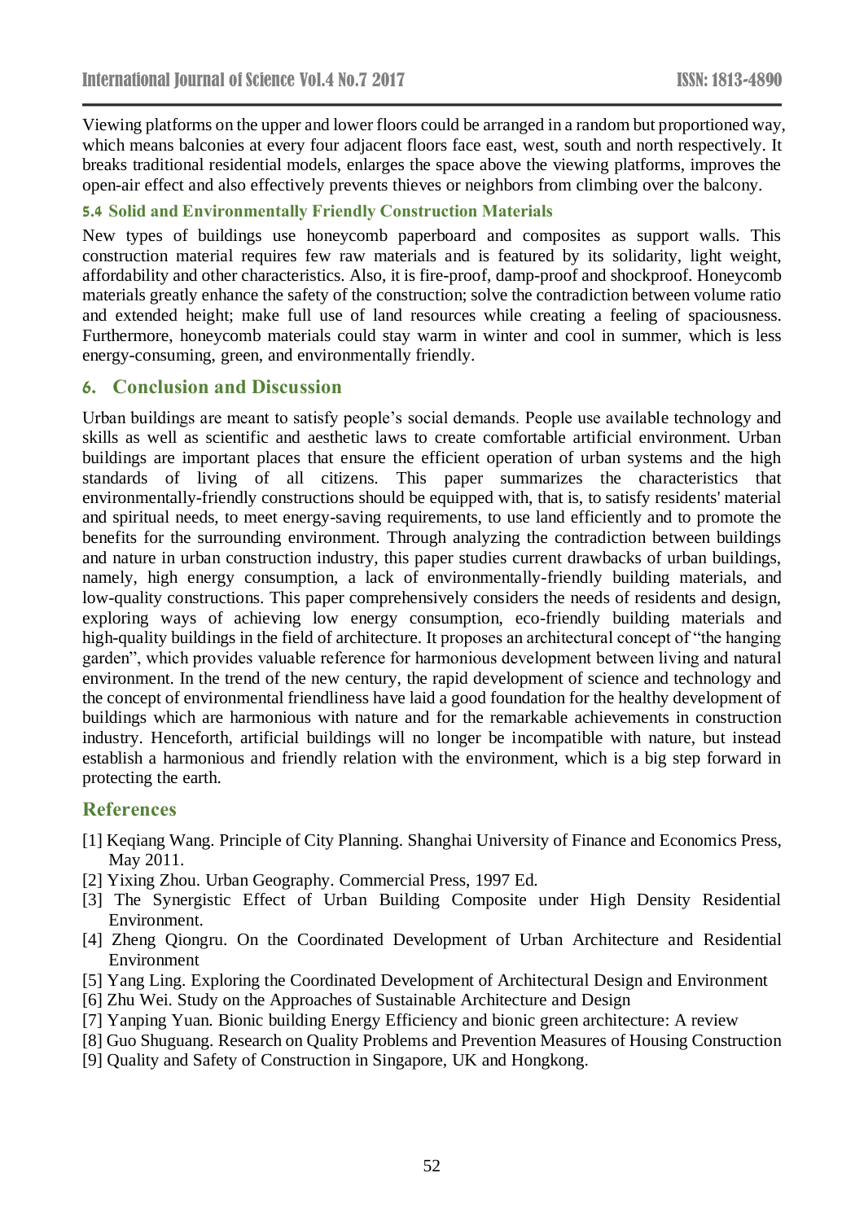Viewing platforms on the upper and lower floors could be arranged in a random but proportioned way, which means balconies at every four adjacent floors face east, west, south and north respectively. It breaks traditional residential models, enlarges the space above the viewing platforms, improves the open-air effect and also effectively prevents thieves or neighbors from climbing over the balcony.

### 5.4 Solid and Environmentally Friendly Construction Materials

New types of buildings use honeycomb paperboard and composites as support walls. This construction material requires few raw materials and is featured by its solidarity, light weight, affordability and other characteristics. Also, it is fire-proof, damp-proof and shockproof. Honeycomb materials greatly enhance the safety of the construction; solve the contradiction between volume ratio and extended height; make full use of land resources while creating a feeling of spaciousness. Furthermore, honeycomb materials could stay warm in winter and cool in summer, which is less energy-consuming, green, and environmentally friendly.

## 6. Conclusion and Discussion

Urban buildings are meant to satisfy people's social demands. People use available technology and skills as well as scientific and aesthetic laws to create comfortable artificial environment. Urban buildings are important places that ensure the efficient operation of urban systems and the high standards of living of all citizens. This paper summarizes the characteristics that environmentally-friendly constructions should be equipped with, that is, to satisfy residents' material and spiritual needs, to meet energy-saving requirements, to use land efficiently and to promote the benefits for the surrounding environment. Through analyzing the contradiction between buildings and nature in urban construction industry, this paper studies current drawbacks of urban buildings, namely, high energy consumption, a lack of environmentally-friendly building materials, and low-quality constructions. This paper comprehensively considers the needs of residents and design, exploring ways of achieving low energy consumption, eco-friendly building materials and high-quality buildings in the field of architecture. It proposes an architectural concept of "the hanging garden", which provides valuable reference for harmonious development between living and natural environment. In the trend of the new century, the rapid development of science and technology and the concept of environmental friendliness have laid a good foundation for the healthy development of buildings which are harmonious with nature and for the remarkable achievements in construction industry. Henceforth, artificial buildings will no longer be incompatible with nature, but instead establish a harmonious and friendly relation with the environment, which is a big step forward in protecting the earth.

## References

[1] Keqiang Wang. Principle of City Planning. Shanghai University of Finance and Economics Press, May 2011.

[2] Yixing Zhou. Urban Geography. Commercial Press, 1997 Ed.

[3] The Synergistic Effect of Urban Building Composite under High Density Residential Environment.

[4] Zheng Qiongru. On the Coordinated Development of Urban Architecture and Residential Environment

[5] Yang Ling. Exploring the Coordinated Development of Architectural Design and Environment

[6] Zhu Wei. Study on the Approaches of Sustainable Architecture and Design

[7] Yanping Yuan. Bionic building Energy Efficiency and bionic green architecture: A review

[8] Guo Shuguang. Research on Quality Problems and Prevention Measures of Housing Construction

[9] Quality and Safety of Construction in Singapore, UK and Hongkong.